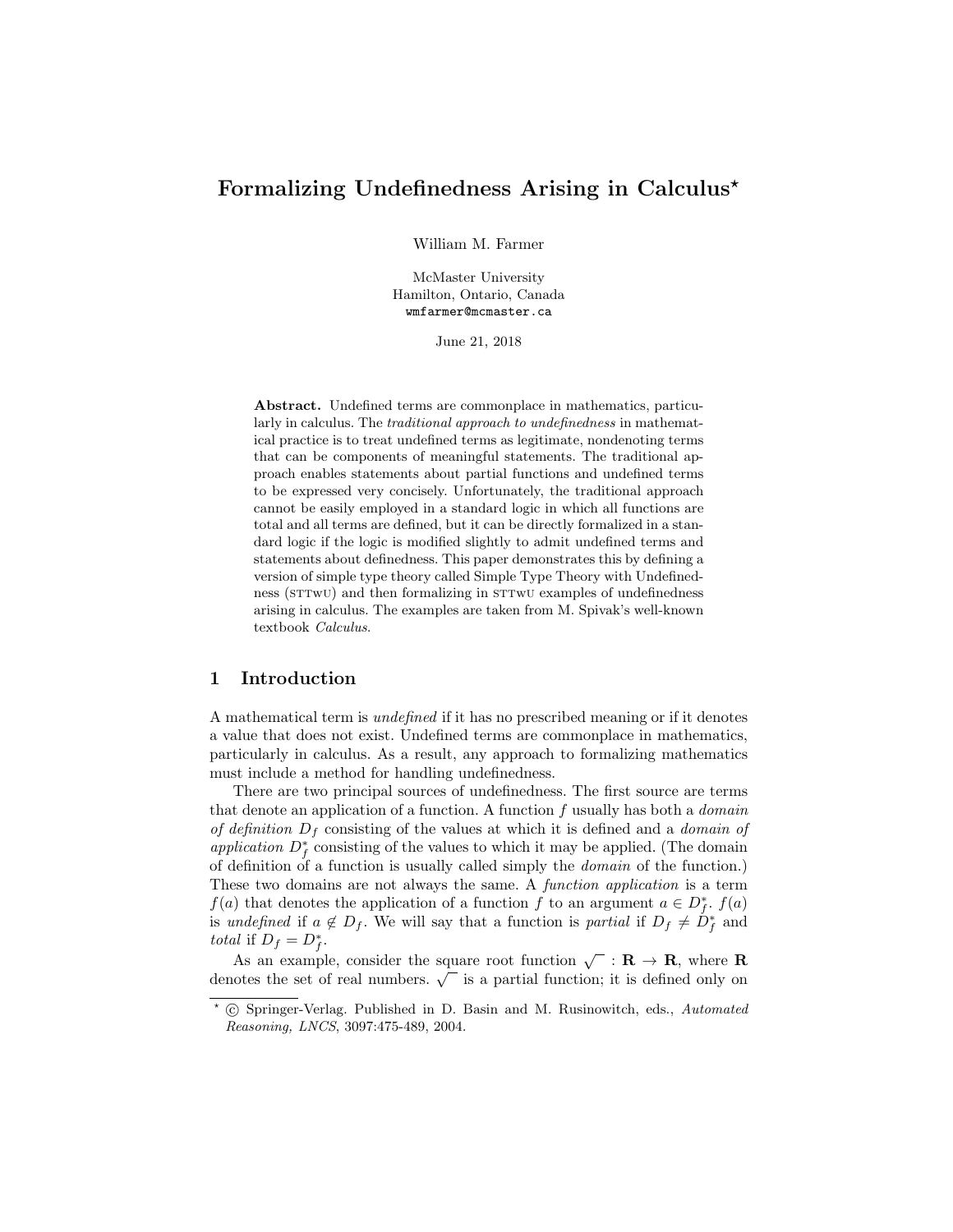# Formalizing Undefinedness Arising in Calculus*

William M. Farmer

McMaster University
Hamilton, Ontario, Canada
wmfarmer@mcmaster.ca

June 21, 2018

**Abstract.** Undefined terms are commonplace in mathematics, particularly in calculus. The *traditional approach to undefinedness* in mathematical practice is to treat undefined terms as legitimate, nondenoting terms that can be components of meaningful statements. The traditional approach enables statements about partial functions and undefined terms to be expressed very concisely. Unfortunately, the traditional approach cannot be easily employed in a standard logic in which all functions are total and all terms are defined, but it can be directly formalized in a standard logic if the logic is modified slightly to admit undefined terms and statements about definedness. This paper demonstrates this by defining a version of simple type theory called Simple Type Theory with Undefinedness (STTWU) and then formalizing in STTWU examples of undefinedness arising in calculus. The examples are taken from M. Spivak's well-known textbook *Calculus*.

## 1 Introduction

A mathematical term is *undefined* if it has no prescribed meaning or if it denotes a value that does not exist. Undefined terms are commonplace in mathematics, particularly in calculus. As a result, any approach to formalizing mathematics must include a method for handling undefinedness.

There are two principal sources of undefinedness. The first source are terms that denote an application of a function. A function $f$ usually has both a *domain of definition* $D_f$ consisting of the values at which it is defined and a *domain of application* $D^*_f$ consisting of the values to which it may be applied. (The domain of definition of a function is usually called simply the *domain* of the function.) These two domains are not always the same. A *function application* is a term $f(a)$ that denotes the application of a function $f$ to an argument $a \in D^*_f$. $f(a)$ is *undefined* if $a \notin D_f$. We will say that a function is *partial* if $D_f \neq D^*_f$ and *total* if $D_f = D^*_f$.

As an example, consider the square root function $\sqrt{\ } : \mathbf{R} \to \mathbf{R}$, where $\mathbf{R}$ denotes the set of real numbers. $\sqrt{\ }$ is a partial function; it is defined only on

---

* © Springer-Verlag. Published in D. Basin and M. Rusinowitch, eds., *Automated Reasoning, LNCS*, 3097:475-489, 2004.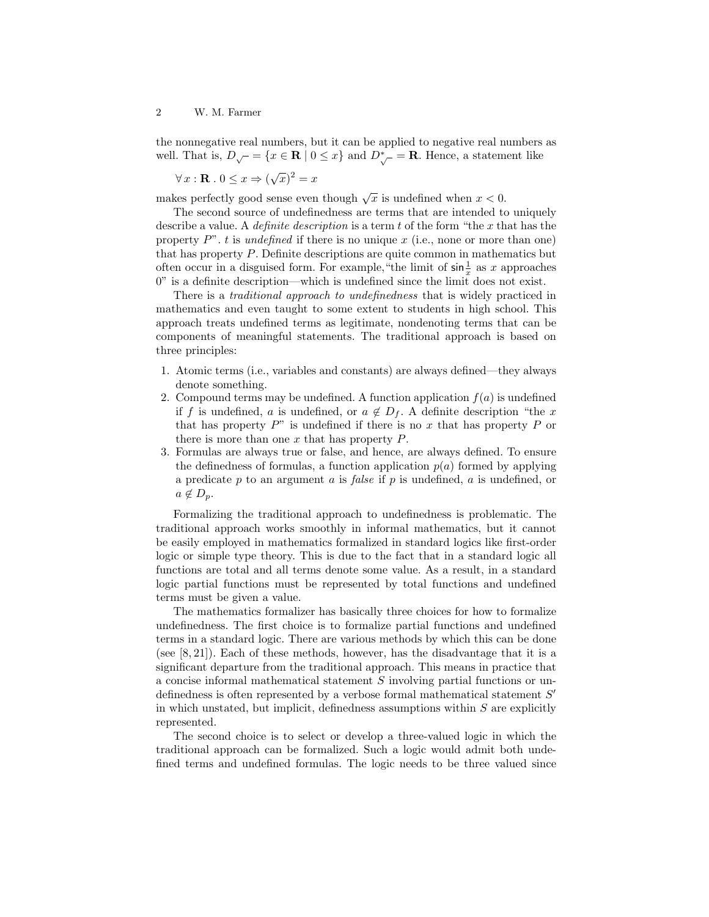the nonnegative real numbers, but it can be applied to negative real numbers as well. That is, $D_{\sqrt{\ }} = \{x \in \mathbf{R} \mid 0 \leq x\}$ and $D^*_{\sqrt{\ }} = \mathbf{R}$. Hence, a statement like

$$\forall\, x : \mathbf{R} \,.\, 0 \leq x \Rightarrow (\sqrt{x})^2 = x$$

makes perfectly good sense even though $\sqrt{x}$ is undefined when $x < 0$.

The second source of undefinedness are terms that are intended to uniquely describe a value. A *definite description* is a term $t$ of the form "the $x$ that has the property $P$". $t$ is *undefined* if there is no unique $x$ (i.e., none or more than one) that has property $P$. Definite descriptions are quite common in mathematics but often occur in a disguised form. For example,"the limit of $\sin \frac{1}{x}$ as $x$ approaches 0" is a definite description—which is undefined since the limit does not exist.

There is a *traditional approach to undefinedness* that is widely practiced in mathematics and even taught to some extent to students in high school. This approach treats undefined terms as legitimate, nondenoting terms that can be components of meaningful statements. The traditional approach is based on three principles:

1. Atomic terms (i.e., variables and constants) are always defined—they always denote something.
2. Compound terms may be undefined. A function application $f(a)$ is undefined if $f$ is undefined, $a$ is undefined, or $a \notin D_f$. A definite description "the $x$ that has property $P$" is undefined if there is no $x$ that has property $P$ or there is more than one $x$ that has property $P$.
3. Formulas are always true or false, and hence, are always defined. To ensure the definedness of formulas, a function application $p(a)$ formed by applying a predicate $p$ to an argument $a$ is *false* if $p$ is undefined, $a$ is undefined, or $a \notin D_p$.

Formalizing the traditional approach to undefinedness is problematic. The traditional approach works smoothly in informal mathematics, but it cannot be easily employed in mathematics formalized in standard logics like first-order logic or simple type theory. This is due to the fact that in a standard logic all functions are total and all terms denote some value. As a result, in a standard logic partial functions must be represented by total functions and undefined terms must be given a value.

The mathematics formalizer has basically three choices for how to formalize undefinedness. The first choice is to formalize partial functions and undefined terms in a standard logic. There are various methods by which this can be done (see [8, 21]). Each of these methods, however, has the disadvantage that it is a significant departure from the traditional approach. This means in practice that a concise informal mathematical statement $S$ involving partial functions or undefinedness is often represented by a verbose formal mathematical statement $S'$ in which unstated, but implicit, definedness assumptions within $S$ are explicitly represented.

The second choice is to select or develop a three-valued logic in which the traditional approach can be formalized. Such a logic would admit both undefined terms and undefined formulas. The logic needs to be three valued since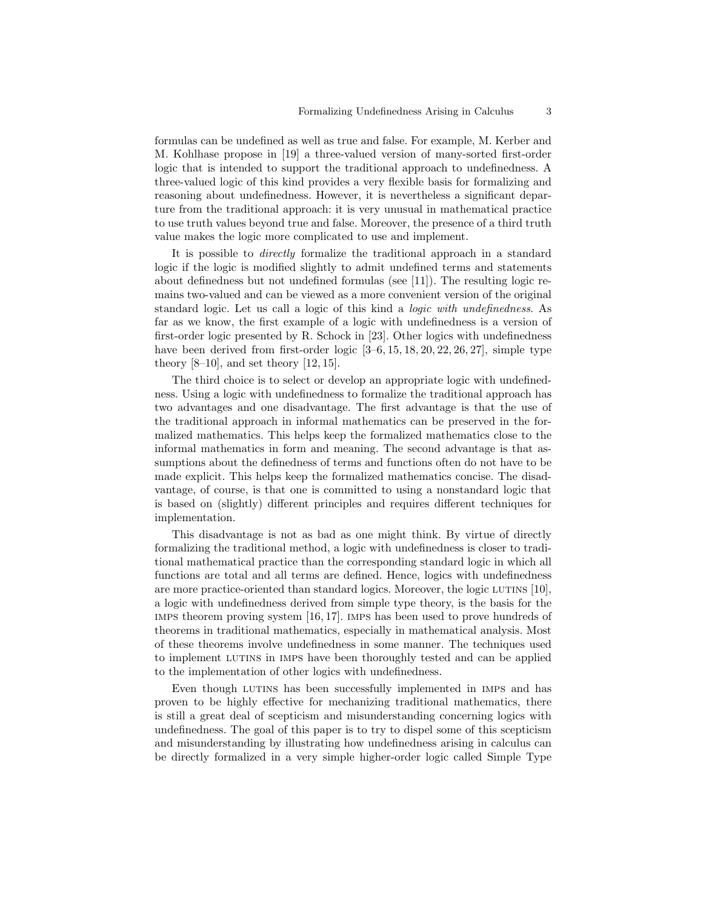formulas can be undefined as well as true and false. For example, M. Kerber and M. Kohlhase propose in [19] a three-valued version of many-sorted first-order logic that is intended to support the traditional approach to undefinedness. A three-valued logic of this kind provides a very flexible basis for formalizing and reasoning about undefinedness. However, it is nevertheless a significant departure from the traditional approach: it is very unusual in mathematical practice to use truth values beyond true and false. Moreover, the presence of a third truth value makes the logic more complicated to use and implement.

It is possible to *directly* formalize the traditional approach in a standard logic if the logic is modified slightly to admit undefined terms and statements about definedness but not undefined formulas (see [11]). The resulting logic remains two-valued and can be viewed as a more convenient version of the original standard logic. Let us call a logic of this kind a *logic with undefinedness*. As far as we know, the first example of a logic with undefinedness is a version of first-order logic presented by R. Schock in [23]. Other logics with undefinedness have been derived from first-order logic [3–6, 15, 18, 20, 22, 26, 27], simple type theory [8–10], and set theory [12, 15].

The third choice is to select or develop an appropriate logic with undefinedness. Using a logic with undefinedness to formalize the traditional approach has two advantages and one disadvantage. The first advantage is that the use of the traditional approach in informal mathematics can be preserved in the formalized mathematics. This helps keep the formalized mathematics close to the informal mathematics in form and meaning. The second advantage is that assumptions about the definedness of terms and functions often do not have to be made explicit. This helps keep the formalized mathematics concise. The disadvantage, of course, is that one is committed to using a nonstandard logic that is based on (slightly) different principles and requires different techniques for implementation.

This disadvantage is not as bad as one might think. By virtue of directly formalizing the traditional method, a logic with undefinedness is closer to traditional mathematical practice than the corresponding standard logic in which all functions are total and all terms are defined. Hence, logics with undefinedness are more practice-oriented than standard logics. Moreover, the logic LUTINS [10], a logic with undefinedness derived from simple type theory, is the basis for the IMPS theorem proving system [16, 17]. IMPS has been used to prove hundreds of theorems in traditional mathematics, especially in mathematical analysis. Most of these theorems involve undefinedness in some manner. The techniques used to implement LUTINS in IMPS have been thoroughly tested and can be applied to the implementation of other logics with undefinedness.

Even though LUTINS has been successfully implemented in IMPS and has proven to be highly effective for mechanizing traditional mathematics, there is still a great deal of scepticism and misunderstanding concerning logics with undefinedness. The goal of this paper is to try to dispel some of this scepticism and misunderstanding by illustrating how undefinedness arising in calculus can be directly formalized in a very simple higher-order logic called Simple Type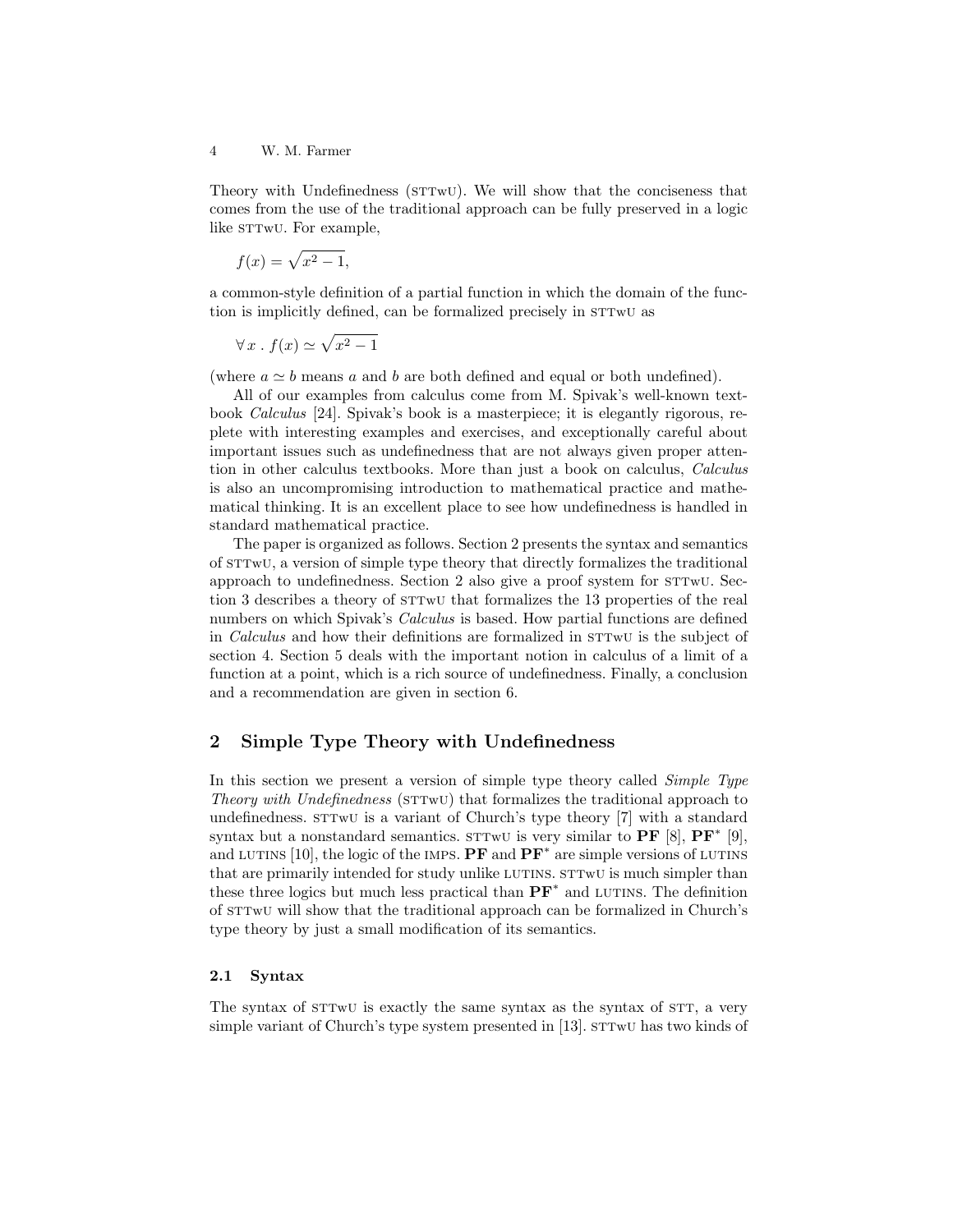Theory with Undefinedness (STTwU). We will show that the conciseness that comes from the use of the traditional approach can be fully preserved in a logic like STTwU. For example,

$$f(x) = \sqrt{x^2 - 1},$$

a common-style definition of a partial function in which the domain of the function is implicitly defined, can be formalized precisely in STTwU as

$$\forall\, x \,.\, f(x) \simeq \sqrt{x^2 - 1}$$

(where $a \simeq b$ means $a$ and $b$ are both defined and equal or both undefined).

All of our examples from calculus come from M. Spivak's well-known textbook *Calculus* [24]. Spivak's book is a masterpiece; it is elegantly rigorous, replete with interesting examples and exercises, and exceptionally careful about important issues such as undefinedness that are not always given proper attention in other calculus textbooks. More than just a book on calculus, *Calculus* is also an uncompromising introduction to mathematical practice and mathematical thinking. It is an excellent place to see how undefinedness is handled in standard mathematical practice.

The paper is organized as follows. Section 2 presents the syntax and semantics of STTwU, a version of simple type theory that directly formalizes the traditional approach to undefinedness. Section 2 also give a proof system for STTwU. Section 3 describes a theory of STTwU that formalizes the 13 properties of the real numbers on which Spivak's *Calculus* is based. How partial functions are defined in *Calculus* and how their definitions are formalized in STTwU is the subject of section 4. Section 5 deals with the important notion in calculus of a limit of a function at a point, which is a rich source of undefinedness. Finally, a conclusion and a recommendation are given in section 6.

## 2 Simple Type Theory with Undefinedness

In this section we present a version of simple type theory called *Simple Type Theory with Undefinedness* (STTwU) that formalizes the traditional approach to undefinedness. STTwU is a variant of Church's type theory [7] with a standard syntax but a nonstandard semantics. STTwU is very similar to **PF** [8], **PF**$^*$ [9], and LUTINS [10], the logic of the IMPS. **PF** and **PF**$^*$ are simple versions of LUTINS that are primarily intended for study unlike LUTINS. STTwU is much simpler than these three logics but much less practical than **PF**$^*$ and LUTINS. The definition of STTwU will show that the traditional approach can be formalized in Church's type theory by just a small modification of its semantics.

### 2.1 Syntax

The syntax of STTwU is exactly the same syntax as the syntax of STT, a very simple variant of Church's type system presented in [13]. STTwU has two kinds of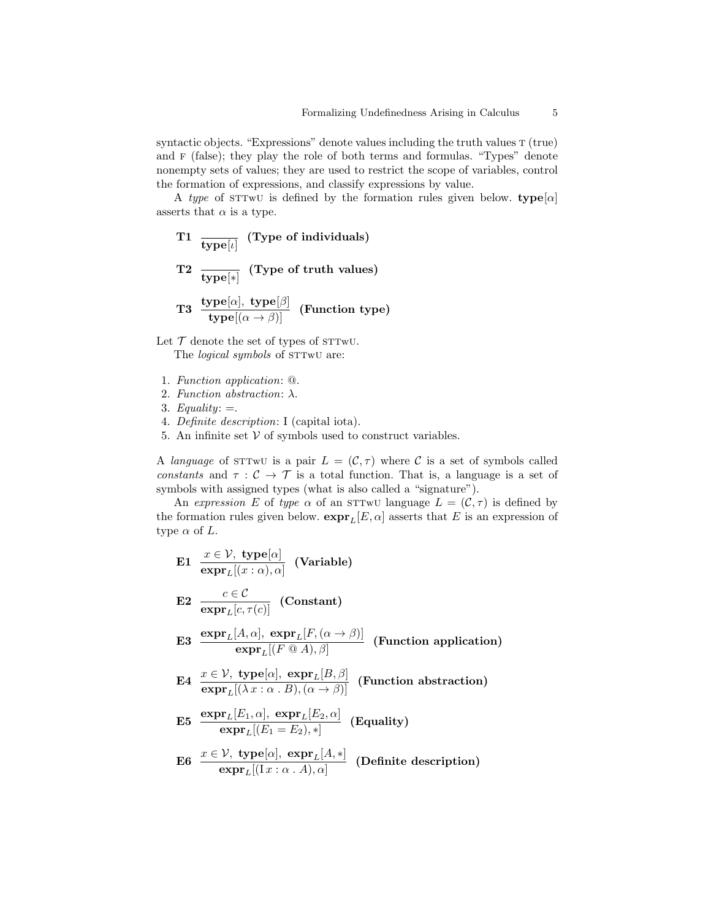syntactic objects. "Expressions" denote values including the truth values T (true) and F (false); they play the role of both terms and formulas. "Types" denote nonempty sets of values; they are used to restrict the scope of variables, control the formation of expressions, and classify expressions by value.

A *type* of STTwU is defined by the formation rules given below. $\mathbf{type}[\alpha]$ asserts that $\alpha$ is a type.

$$\textbf{T1} \quad \frac{}{\mathbf{type}[\iota]} \quad \textbf{(Type of individuals)}$$

$$\textbf{T2} \quad \frac{}{\mathbf{type}[*]} \quad \textbf{(Type of truth values)}$$

$$\textbf{T3} \quad \frac{\mathbf{type}[\alpha],\ \mathbf{type}[\beta]}{\mathbf{type}[(\alpha \rightarrow \beta)]} \quad \textbf{(Function type)}$$

Let $\mathcal{T}$ denote the set of types of STTwU.

The *logical symbols* of STTwU are:

1. *Function application*: @.
2. *Function abstraction*: $\lambda$.
3. *Equality*: $=$.
4. *Definite description*: I (capital iota).
5. An infinite set $\mathcal{V}$ of symbols used to construct variables.

A *language* of STTwU is a pair $L = (\mathcal{C}, \tau)$ where $\mathcal{C}$ is a set of symbols called *constants* and $\tau : \mathcal{C} \rightarrow \mathcal{T}$ is a total function. That is, a language is a set of symbols with assigned types (what is also called a "signature").

An *expression* $E$ of *type* $\alpha$ of an STTwU language $L = (\mathcal{C}, \tau)$ is defined by the formation rules given below. $\mathbf{expr}_L[E, \alpha]$ asserts that $E$ is an expression of type $\alpha$ of $L$.

$$\textbf{E1} \quad \frac{x \in \mathcal{V},\ \mathbf{type}[\alpha]}{\mathbf{expr}_L[(x : \alpha), \alpha]} \quad \textbf{(Variable)}$$

$$\textbf{E2} \quad \frac{c \in \mathcal{C}}{\mathbf{expr}_L[c, \tau(c)]} \quad \textbf{(Constant)}$$

$$\textbf{E3} \quad \frac{\mathbf{expr}_L[A, \alpha],\ \mathbf{expr}_L[F, (\alpha \rightarrow \beta)]}{\mathbf{expr}_L[(F \mathbin{@} A), \beta]} \quad \textbf{(Function application)}$$

$$\textbf{E4} \quad \frac{x \in \mathcal{V},\ \mathbf{type}[\alpha],\ \mathbf{expr}_L[B, \beta]}{\mathbf{expr}_L[(\lambda\, x : \alpha \,.\, B), (\alpha \rightarrow \beta)]} \quad \textbf{(Function abstraction)}$$

$$\textbf{E5} \quad \frac{\mathbf{expr}_L[E_1, \alpha],\ \mathbf{expr}_L[E_2, \alpha]}{\mathbf{expr}_L[(E_1 = E_2), *]} \quad \textbf{(Equality)}$$

$$\textbf{E6} \quad \frac{x \in \mathcal{V},\ \mathbf{type}[\alpha],\ \mathbf{expr}_L[A, *]}{\mathbf{expr}_L[(\mathrm{I}\, x : \alpha \,.\, A), \alpha]} \quad \textbf{(Definite description)}$$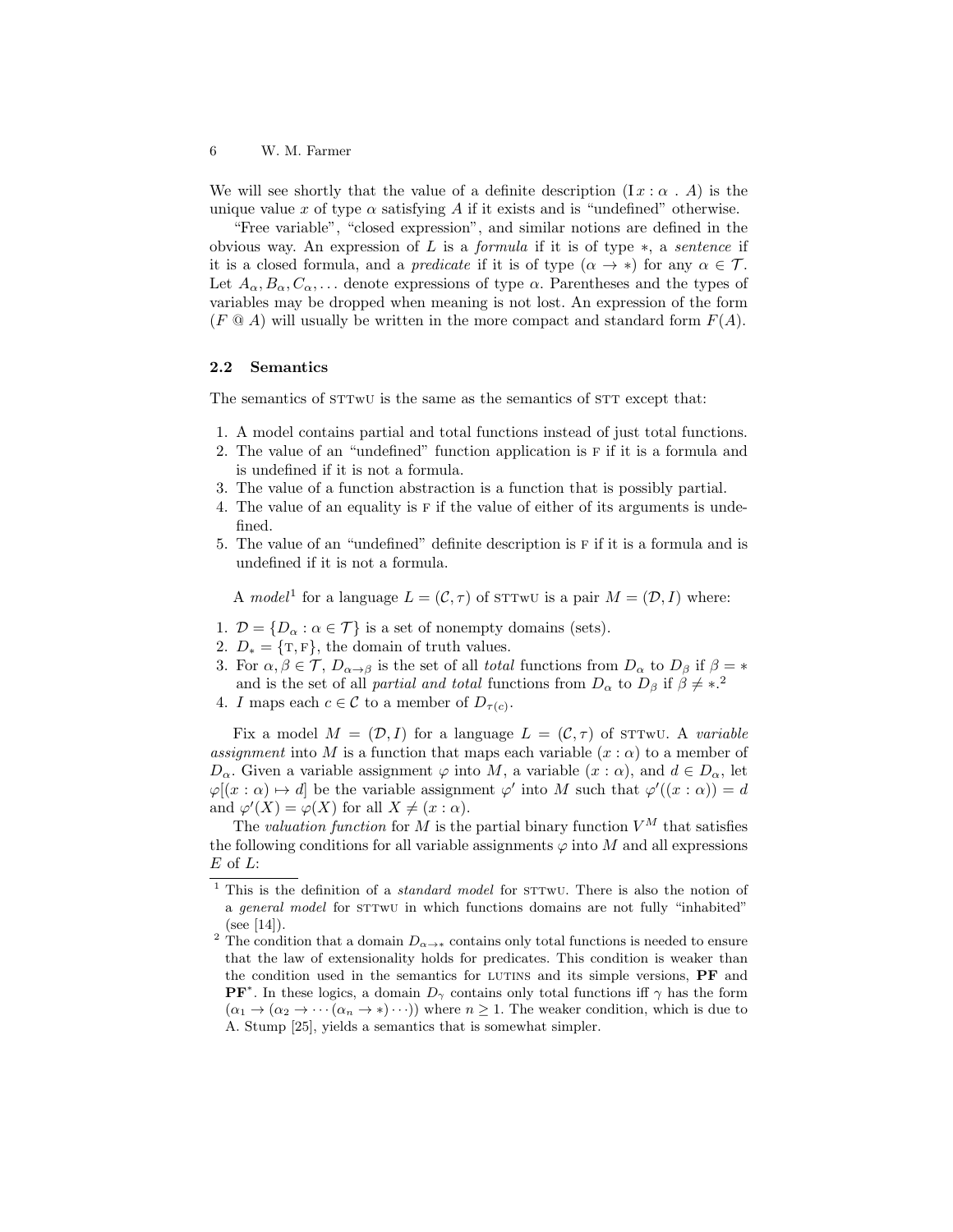We will see shortly that the value of a definite description $(\mathrm{I}\, x : \alpha \;.\; A)$ is the unique value $x$ of type $\alpha$ satisfying $A$ if it exists and is "undefined" otherwise.

"Free variable", "closed expression", and similar notions are defined in the obvious way. An expression of $L$ is a *formula* if it is of type $*$, a *sentence* if it is a closed formula, and a *predicate* if it is of type $(\alpha \to *)$ for any $\alpha \in \mathcal{T}$. Let $A_\alpha, B_\alpha, C_\alpha, \ldots$ denote expressions of type $\alpha$. Parentheses and the types of variables may be dropped when meaning is not lost. An expression of the form $(F \mathbin{@} A)$ will usually be written in the more compact and standard form $F(A)$.

### 2.2 Semantics

The semantics of STTwU is the same as the semantics of STT except that:

1. A model contains partial and total functions instead of just total functions.
2. The value of an "undefined" function application is F if it is a formula and is undefined if it is not a formula.
3. The value of a function abstraction is a function that is possibly partial.
4. The value of an equality is F if the value of either of its arguments is undefined.
5. The value of an "undefined" definite description is F if it is a formula and is undefined if it is not a formula.

A *model*[1] for a language $L = (\mathcal{C}, \tau)$ of STTwU is a pair $M = (\mathcal{D}, I)$ where:

1. $\mathcal{D} = \{D_\alpha : \alpha \in \mathcal{T}\}$ is a set of nonempty domains (sets).
2. $D_* = \{\mathrm{T}, \mathrm{F}\}$, the domain of truth values.
3. For $\alpha, \beta \in \mathcal{T}$, $D_{\alpha \to \beta}$ is the set of all *total* functions from $D_\alpha$ to $D_\beta$ if $\beta = *$ and is the set of all *partial and total* functions from $D_\alpha$ to $D_\beta$ if $\beta \neq *$.[2]
4. $I$ maps each $c \in \mathcal{C}$ to a member of $D_{\tau(c)}$.

Fix a model $M = (\mathcal{D}, I)$ for a language $L = (\mathcal{C}, \tau)$ of STTwU. A *variable assignment* into $M$ is a function that maps each variable $(x : \alpha)$ to a member of $D_\alpha$. Given a variable assignment $\varphi$ into $M$, a variable $(x : \alpha)$, and $d \in D_\alpha$, let $\varphi[(x : \alpha) \mapsto d]$ be the variable assignment $\varphi'$ into $M$ such that $\varphi'((x : \alpha)) = d$ and $\varphi'(X) = \varphi(X)$ for all $X \neq (x : \alpha)$.

The *valuation function* for $M$ is the partial binary function $V^M$ that satisfies the following conditions for all variable assignments $\varphi$ into $M$ and all expressions $E$ of $L$:

---

[1] This is the definition of a *standard model* for STTwU. There is also the notion of a *general model* for STTwU in which functions domains are not fully "inhabited" (see [14]).

[2] The condition that a domain $D_{\alpha \to *}$ contains only total functions is needed to ensure that the law of extensionality holds for predicates. This condition is weaker than the condition used in the semantics for LUTINS and its simple versions, **PF** and **PF**$^*$. In these logics, a domain $D_\gamma$ contains only total functions iff $\gamma$ has the form $(\alpha_1 \to (\alpha_2 \to \cdots (\alpha_n \to *) \cdots))$ where $n \geq 1$. The weaker condition, which is due to A. Stump [25], yields a semantics that is somewhat simpler.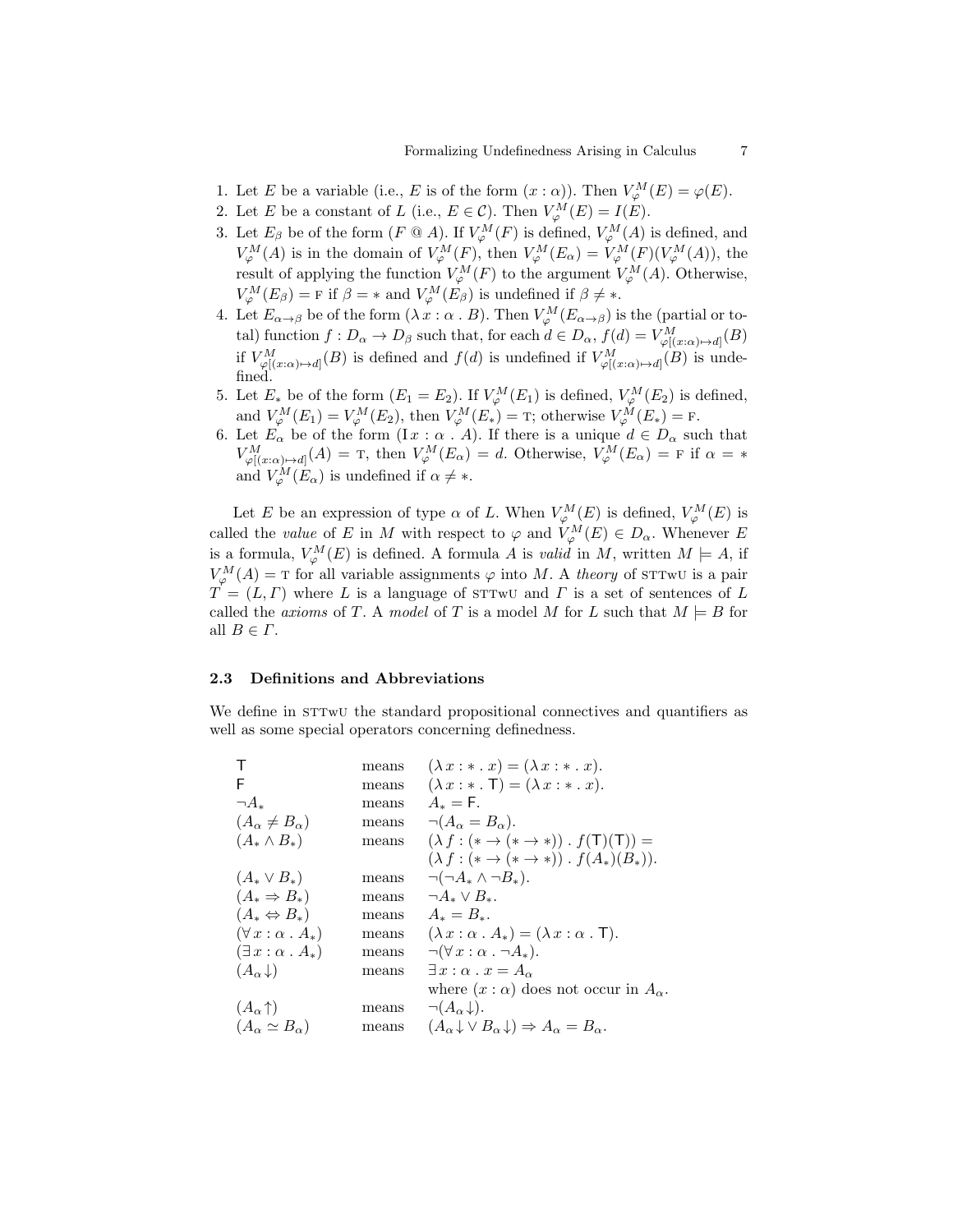1. Let $E$ be a variable (i.e., $E$ is of the form $(x : \alpha)$). Then $V^M_\varphi(E) = \varphi(E)$.
2. Let $E$ be a constant of $L$ (i.e., $E \in \mathcal{C}$). Then $V^M_\varphi(E) = I(E)$.
3. Let $E_\beta$ be of the form $(F \mathbin{@} A)$. If $V^M_\varphi(F)$ is defined, $V^M_\varphi(A)$ is defined, and $V^M_\varphi(A)$ is in the domain of $V^M_\varphi(F)$, then $V^M_\varphi(E_\alpha) = V^M_\varphi(F)(V^M_\varphi(A))$, the result of applying the function $V^M_\varphi(F)$ to the argument $V^M_\varphi(A)$. Otherwise, $V^M_\varphi(E_\beta) = \textsc{f}$ if $\beta = *$ and $V^M_\varphi(E_\beta)$ is undefined if $\beta \neq *$.
4. Let $E_{\alpha \to \beta}$ be of the form $(\lambda\, x : \alpha \,.\, B)$. Then $V^M_\varphi(E_{\alpha \to \beta})$ is the (partial or total) function $f : D_\alpha \to D_\beta$ such that, for each $d \in D_\alpha$, $f(d) = V^M_{\varphi[(x:\alpha) \mapsto d]}(B)$ if $V^M_{\varphi[(x:\alpha) \mapsto d]}(B)$ is defined and $f(d)$ is undefined if $V^M_{\varphi[(x:\alpha) \mapsto d]}(B)$ is undefined.
5. Let $E_*$ be of the form $(E_1 = E_2)$. If $V^M_\varphi(E_1)$ is defined, $V^M_\varphi(E_2)$ is defined, and $V^M_\varphi(E_1) = V^M_\varphi(E_2)$, then $V^M_\varphi(E_*) = \textsc{t}$; otherwise $V^M_\varphi(E_*) = \textsc{f}$.
6. Let $E_\alpha$ be of the form $(\mathrm{I}\, x : \alpha \,.\, A)$. If there is a unique $d \in D_\alpha$ such that $V^M_{\varphi[(x:\alpha) \mapsto d]}(A) = \textsc{t}$, then $V^M_\varphi(E_\alpha) = d$. Otherwise, $V^M_\varphi(E_\alpha) = \textsc{f}$ if $\alpha = *$ and $V^M_\varphi(E_\alpha)$ is undefined if $\alpha \neq *$.

Let $E$ be an expression of type $\alpha$ of $L$. When $V^M_\varphi(E)$ is defined, $V^M_\varphi(E)$ is called the *value* of $E$ in $M$ with respect to $\varphi$ and $V^M_\varphi(E) \in D_\alpha$. Whenever $E$ is a formula, $V^M_\varphi(E)$ is defined. A formula $A$ is *valid* in $M$, written $M \models A$, if $V^M_\varphi(A) = \textsc{t}$ for all variable assignments $\varphi$ into $M$. A *theory* of $\textsc{sttwu}$ is a pair $T = (L, \Gamma)$ where $L$ is a language of $\textsc{sttwu}$ and $\Gamma$ is a set of sentences of $L$ called the *axioms* of $T$. A *model* of $T$ is a model $M$ for $L$ such that $M \models B$ for all $B \in \Gamma$.

### 2.3 Definitions and Abbreviations

We define in $\textsc{sttwu}$ the standard propositional connectives and quantifiers as well as some special operators concerning definedness.

| | | |
|---|---|---|
| $\mathsf{T}$ | means | $(\lambda\, x : * \,.\, x) = (\lambda\, x : * \,.\, x)$. |
| $\mathsf{F}$ | means | $(\lambda\, x : * \,.\, \mathsf{T}) = (\lambda\, x : * \,.\, x)$. |
| $\neg A_*$ | means | $A_* = \mathsf{F}$. |
| $(A_\alpha \neq B_\alpha)$ | means | $\neg(A_\alpha = B_\alpha)$. |
| $(A_* \wedge B_*)$ | means | $(\lambda\, f : (* \to (* \to *)) \,.\, f(\mathsf{T})(\mathsf{T})) =$ $(\lambda\, f : (* \to (* \to *)) \,.\, f(A_*)(B_*))$. |
| $(A_* \vee B_*)$ | means | $\neg(\neg A_* \wedge \neg B_*)$. |
| $(A_* \Rightarrow B_*)$ | means | $\neg A_* \vee B_*$. |
| $(A_* \Leftrightarrow B_*)$ | means | $A_* = B_*$. |
| $(\forall\, x : \alpha \,.\, A_*)$ | means | $(\lambda\, x : \alpha \,.\, A_*) = (\lambda\, x : \alpha \,.\, \mathsf{T})$. |
| $(\exists\, x : \alpha \,.\, A_*)$ | means | $\neg(\forall\, x : \alpha \,.\, \neg A_*)$. |
| $(A_\alpha\!\downarrow)$ | means | $\exists\, x : \alpha \,.\, x = A_\alpha$ where $(x : \alpha)$ does not occur in $A_\alpha$. |
| $(A_\alpha\!\uparrow)$ | means | $\neg(A_\alpha\!\downarrow)$. |
| $(A_\alpha \simeq B_\alpha)$ | means | $(A_\alpha\!\downarrow \vee\, B_\alpha\!\downarrow) \Rightarrow A_\alpha = B_\alpha$. |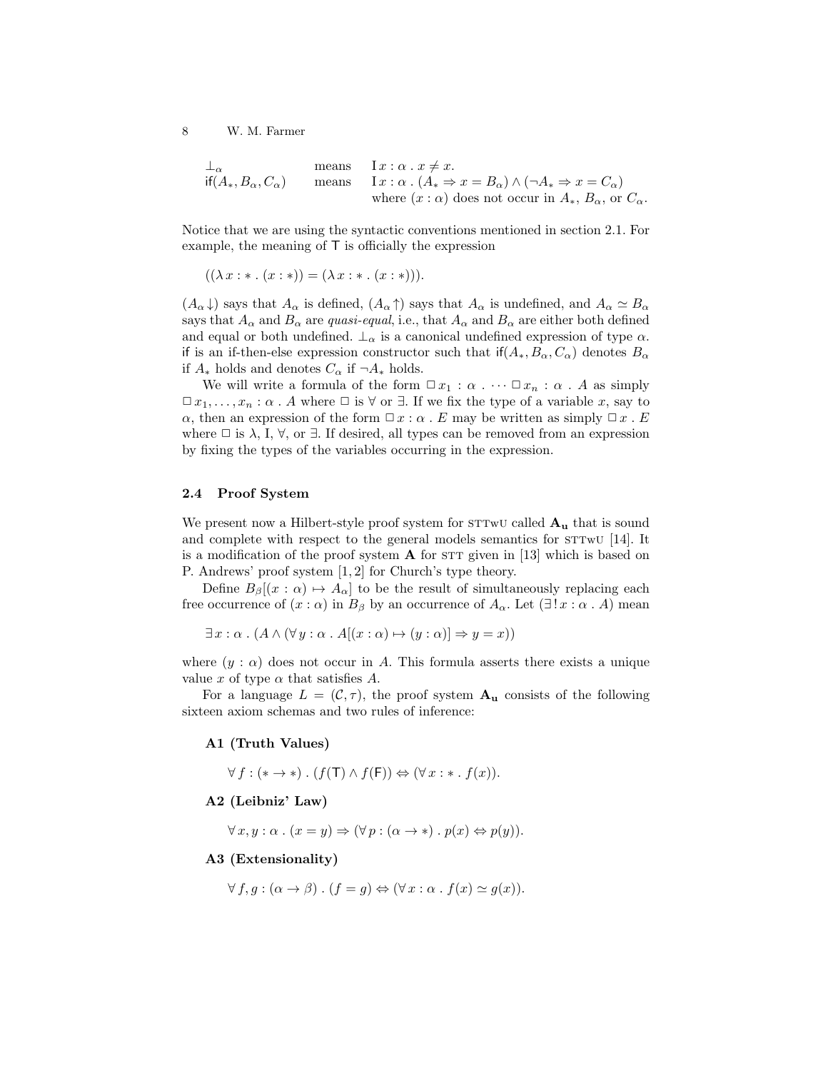| | | |
|---|---|---|
| $\bot_\alpha$ | means | $\mathrm{I}\, x : \alpha \,.\, x \neq x.$ |
| $\mathsf{if}(A_*, B_\alpha, C_\alpha)$ | means | $\mathrm{I}\, x : \alpha \,.\, (A_* \Rightarrow x = B_\alpha) \wedge (\neg A_* \Rightarrow x = C_\alpha)$ where $(x : \alpha)$ does not occur in $A_*$, $B_\alpha$, or $C_\alpha$. |

Notice that we are using the syntactic conventions mentioned in section 2.1. For example, the meaning of $\mathsf{T}$ is officially the expression

$$((\lambda\, x : * \,.\, (x : *)) = (\lambda\, x : * \,.\, (x : *))).$$

$(A_\alpha\!\downarrow)$ says that $A_\alpha$ is defined, $(A_\alpha\!\uparrow)$ says that $A_\alpha$ is undefined, and $A_\alpha \simeq B_\alpha$ says that $A_\alpha$ and $B_\alpha$ are *quasi-equal*, i.e., that $A_\alpha$ and $B_\alpha$ are either both defined and equal or both undefined. $\bot_\alpha$ is a canonical undefined expression of type $\alpha$. $\mathsf{if}$ is an if-then-else expression constructor such that $\mathsf{if}(A_*, B_\alpha, C_\alpha)$ denotes $B_\alpha$ if $A_*$ holds and denotes $C_\alpha$ if $\neg A_*$ holds.

We will write a formula of the form $\Box\, x_1 : \alpha \,.\, \cdots \Box\, x_n : \alpha \,.\, A$ as simply $\Box\, x_1, \ldots, x_n : \alpha \,.\, A$ where $\Box$ is $\forall$ or $\exists$. If we fix the type of a variable $x$, say to $\alpha$, then an expression of the form $\Box\, x : \alpha \,.\, E$ may be written as simply $\Box\, x \,.\, E$ where $\Box$ is $\lambda$, $\mathrm{I}$, $\forall$, or $\exists$. If desired, all types can be removed from an expression by fixing the types of the variables occurring in the expression.

### 2.4 Proof System

We present now a Hilbert-style proof system for STTwU called $\mathbf{A_u}$ that is sound and complete with respect to the general models semantics for STTwU [14]. It is a modification of the proof system $\mathbf{A}$ for STT given in [13] which is based on P. Andrews' proof system [1, 2] for Church's type theory.

Define $B_\beta[(x : \alpha) \mapsto A_\alpha]$ to be the result of simultaneously replacing each free occurrence of $(x : \alpha)$ in $B_\beta$ by an occurrence of $A_\alpha$. Let $(\exists\,!\, x : \alpha \,.\, A)$ mean

$$\exists\, x : \alpha \,.\, (A \wedge (\forall\, y : \alpha \,.\, A[(x : \alpha) \mapsto (y : \alpha)] \Rightarrow y = x))$$

where $(y : \alpha)$ does not occur in $A$. This formula asserts there exists a unique value $x$ of type $\alpha$ that satisfies $A$.

For a language $L = (\mathcal{C}, \tau)$, the proof system $\mathbf{A_u}$ consists of the following sixteen axiom schemas and two rules of inference:

**A1 (Truth Values)**

$$\forall\, f : (* \rightarrow *) \,.\, (f(\mathsf{T}) \wedge f(\mathsf{F})) \Leftrightarrow (\forall\, x : * \,.\, f(x)).$$

**A2 (Leibniz' Law)**

$$\forall\, x, y : \alpha \,.\, (x = y) \Rightarrow (\forall\, p : (\alpha \rightarrow *) \,.\, p(x) \Leftrightarrow p(y)).$$

**A3 (Extensionality)**

$$\forall\, f, g : (\alpha \rightarrow \beta) \,.\, (f = g) \Leftrightarrow (\forall\, x : \alpha \,.\, f(x) \simeq g(x)).$$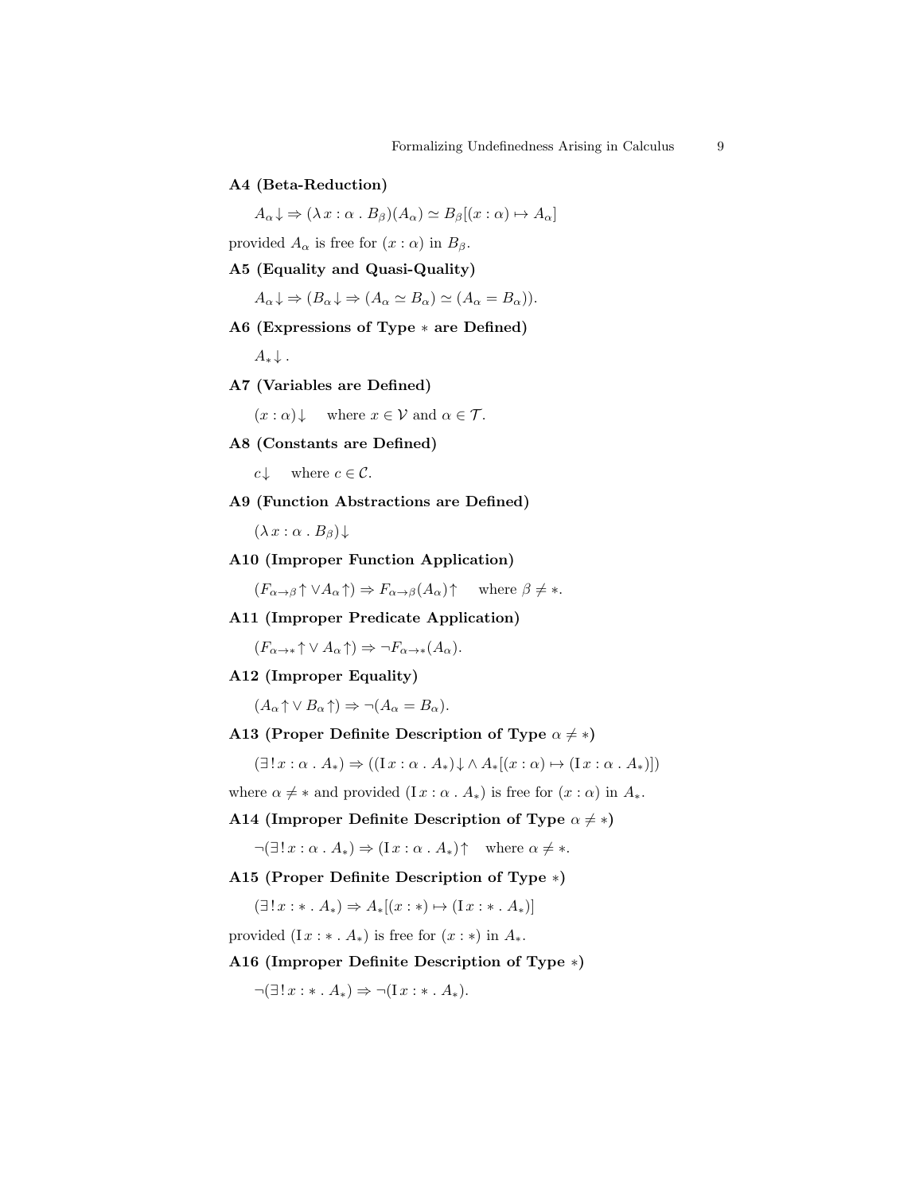**A4 (Beta-Reduction)**

$$A_\alpha\!\downarrow \Rightarrow (\lambda\, x : \alpha \,.\, B_\beta)(A_\alpha) \simeq B_\beta[(x : \alpha) \mapsto A_\alpha]$$

provided $A_\alpha$ is free for $(x : \alpha)$ in $B_\beta$.

**A5 (Equality and Quasi-Quality)**

$$A_\alpha\!\downarrow \Rightarrow (B_\alpha\!\downarrow \Rightarrow (A_\alpha \simeq B_\alpha) \simeq (A_\alpha = B_\alpha)).$$

**A6 (Expressions of Type $*$ are Defined)**

$$A_*\!\downarrow.$$

**A7 (Variables are Defined)**

$$(x : \alpha)\!\downarrow \quad \text{where } x \in \mathcal{V} \text{ and } \alpha \in \mathcal{T}.$$

**A8 (Constants are Defined)**

$$c\!\downarrow \quad \text{where } c \in \mathcal{C}.$$

**A9 (Function Abstractions are Defined)**

$$(\lambda\, x : \alpha \,.\, B_\beta)\!\downarrow$$

**A10 (Improper Function Application)**

$$(F_{\alpha\to\beta}\!\uparrow \vee A_\alpha\!\uparrow) \Rightarrow F_{\alpha\to\beta}(A_\alpha)\!\uparrow \quad \text{where } \beta \neq *.$$

**A11 (Improper Predicate Application)**

$$(F_{\alpha\to *}\!\uparrow \vee A_\alpha\!\uparrow) \Rightarrow \neg F_{\alpha\to *}(A_\alpha).$$

**A12 (Improper Equality)**

$$(A_\alpha\!\uparrow \vee B_\alpha\!\uparrow) \Rightarrow \neg(A_\alpha = B_\alpha).$$

**A13 (Proper Definite Description of Type $\alpha \neq *$)**

$$(\exists\,!\, x : \alpha \,.\, A_*) \Rightarrow ((\mathrm{I}\, x : \alpha \,.\, A_*)\!\downarrow \wedge A_*[(x : \alpha) \mapsto (\mathrm{I}\, x : \alpha \,.\, A_*)])$$

where $\alpha \neq *$ and provided $(\mathrm{I}\, x : \alpha \,.\, A_*)$ is free for $(x : \alpha)$ in $A_*$.

**A14 (Improper Definite Description of Type $\alpha \neq *$)**

$$\neg(\exists\,!\, x : \alpha \,.\, A_*) \Rightarrow (\mathrm{I}\, x : \alpha \,.\, A_*)\!\uparrow \quad \text{where } \alpha \neq *.$$

**A15 (Proper Definite Description of Type $*$)**

$$(\exists\,!\, x : * \,.\, A_*) \Rightarrow A_*[(x : *) \mapsto (\mathrm{I}\, x : * \,.\, A_*)]$$

provided $(\mathrm{I}\, x : * \,.\, A_*)$ is free for $(x : *)$ in $A_*$.

**A16 (Improper Definite Description of Type $*$)**

$$\neg(\exists\,!\, x : * \,.\, A_*) \Rightarrow \neg(\mathrm{I}\, x : * \,.\, A_*).$$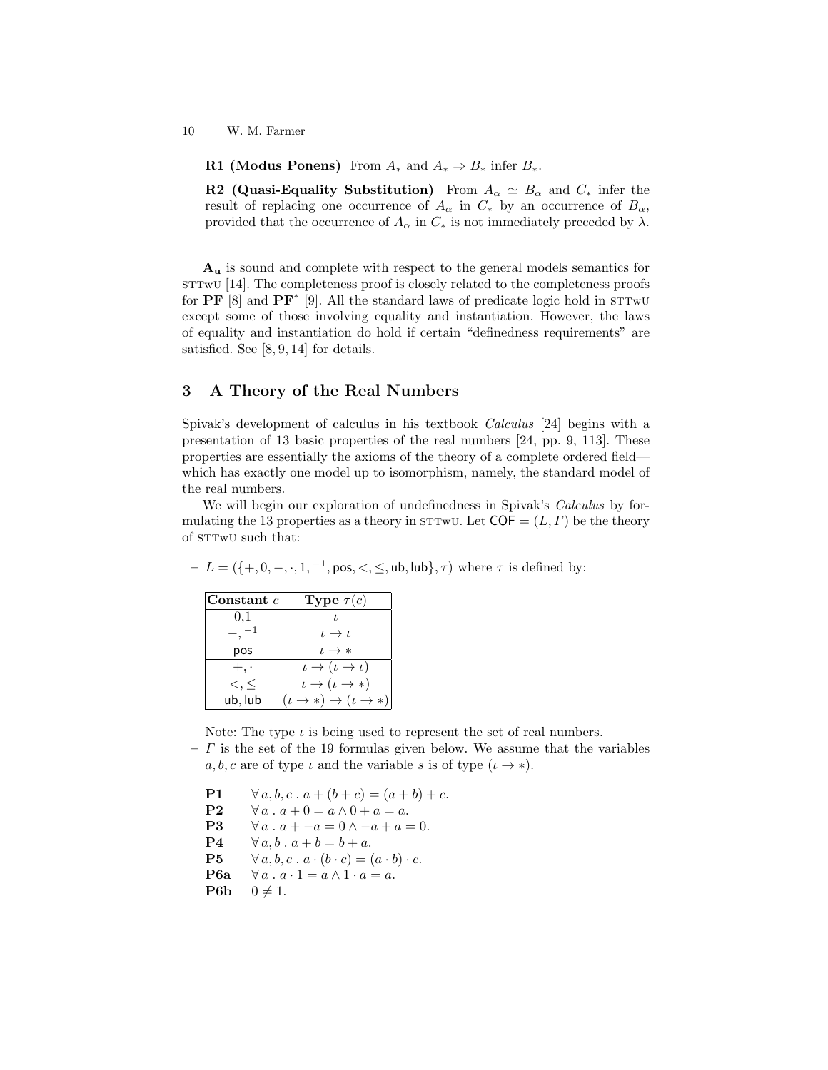**R1 (Modus Ponens)** From $A_*$ and $A_* \Rightarrow B_*$ infer $B_*$.

**R2 (Quasi-Equality Substitution)** From $A_\alpha \simeq B_\alpha$ and $C_*$ infer the result of replacing one occurrence of $A_\alpha$ in $C_*$ by an occurrence of $B_\alpha$, provided that the occurrence of $A_\alpha$ in $C_*$ is not immediately preceded by $\lambda$.

$\mathbf{A_u}$ is sound and complete with respect to the general models semantics for STTwU [14]. The completeness proof is closely related to the completeness proofs for **PF** [8] and **PF**$^*$ [9]. All the standard laws of predicate logic hold in STTwU except some of those involving equality and instantiation. However, the laws of equality and instantiation do hold if certain "definedness requirements" are satisfied. See [8, 9, 14] for details.

## 3 A Theory of the Real Numbers

Spivak's development of calculus in his textbook *Calculus* [24] begins with a presentation of 13 basic properties of the real numbers [24, pp. 9, 113]. These properties are essentially the axioms of the theory of a complete ordered field—which has exactly one model up to isomorphism, namely, the standard model of the real numbers.

We will begin our exploration of undefinedness in Spivak's *Calculus* by formulating the 13 properties as a theory in STTwU. Let $\mathsf{COF} = (L, \Gamma)$ be the theory of STTwU such that:

- $L = (\{+, 0, -, \cdot, 1, ^{-1}, \mathsf{pos}, <, \leq, \mathsf{ub}, \mathsf{lub}\}, \tau)$ where $\tau$ is defined by:

| Constant $c$ | Type $\tau(c)$ |
|---|---|
| 0,1 | $\iota$ |
| $-, ^{-1}$ | $\iota \rightarrow \iota$ |
| pos | $\iota \rightarrow *$ |
| $+, \cdot$ | $\iota \rightarrow (\iota \rightarrow \iota)$ |
| $<, \leq$ | $\iota \rightarrow (\iota \rightarrow *)$ |
| ub, lub | $(\iota \rightarrow *) \rightarrow (\iota \rightarrow *)$ |

  Note: The type $\iota$ is being used to represent the set of real numbers.
- $\Gamma$ is the set of the 19 formulas given below. We assume that the variables $a, b, c$ are of type $\iota$ and the variable $s$ is of type $(\iota \rightarrow *)$.

**P1** $\quad \forall\, a, b, c \,.\, a + (b + c) = (a + b) + c.$

**P2** $\quad \forall\, a \,.\, a + 0 = a \wedge 0 + a = a.$

**P3** $\quad \forall\, a \,.\, a + -a = 0 \wedge -a + a = 0.$

**P4** $\quad \forall\, a, b \,.\, a + b = b + a.$

**P5** $\quad \forall\, a, b, c \,.\, a \cdot (b \cdot c) = (a \cdot b) \cdot c.$

**P6a** $\quad \forall\, a \,.\, a \cdot 1 = a \wedge 1 \cdot a = a.$

**P6b** $\quad 0 \neq 1.$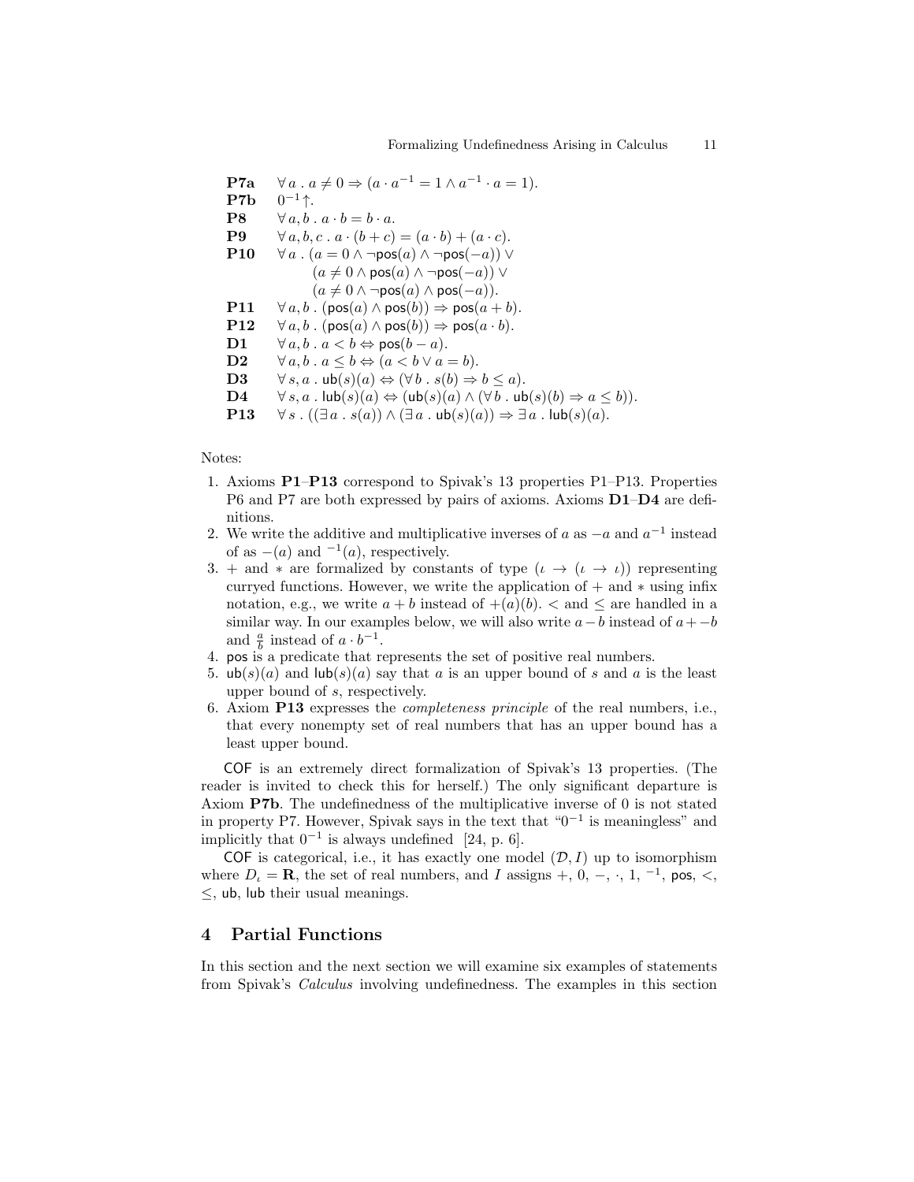**P7a** $\forall a \,.\, a \neq 0 \Rightarrow (a \cdot a^{-1} = 1 \wedge a^{-1} \cdot a = 1)$.

**P7b** $0^{-1}\!\uparrow$.

**P8** $\forall a, b \,.\, a \cdot b = b \cdot a$.

**P9** $\forall a, b, c \,.\, a \cdot (b + c) = (a \cdot b) + (a \cdot c)$.

**P10** $\forall a \,.\, (a = 0 \wedge \neg \mathsf{pos}(a) \wedge \neg \mathsf{pos}(-a)) \vee$
$(a \neq 0 \wedge \mathsf{pos}(a) \wedge \neg \mathsf{pos}(-a)) \vee$
$(a \neq 0 \wedge \neg \mathsf{pos}(a) \wedge \mathsf{pos}(-a))$.

**P11** $\forall a, b \,.\, (\mathsf{pos}(a) \wedge \mathsf{pos}(b)) \Rightarrow \mathsf{pos}(a + b)$.

**P12** $\forall a, b \,.\, (\mathsf{pos}(a) \wedge \mathsf{pos}(b)) \Rightarrow \mathsf{pos}(a \cdot b)$.

**D1** $\forall a, b \,.\, a < b \Leftrightarrow \mathsf{pos}(b - a)$.

**D2** $\forall a, b \,.\, a \leq b \Leftrightarrow (a < b \vee a = b)$.

**D3** $\forall s, a \,.\, \mathsf{ub}(s)(a) \Leftrightarrow (\forall b \,.\, s(b) \Rightarrow b \leq a)$.

**D4** $\forall s, a \,.\, \mathsf{lub}(s)(a) \Leftrightarrow (\mathsf{ub}(s)(a) \wedge (\forall b \,.\, \mathsf{ub}(s)(b) \Rightarrow a \leq b))$.

**P13** $\forall s \,.\, ((\exists a \,.\, s(a)) \wedge (\exists a \,.\, \mathsf{ub}(s)(a)) \Rightarrow \exists a \,.\, \mathsf{lub}(s)(a)$.

Notes:

1. Axioms **P1**–**P13** correspond to Spivak's 13 properties P1–P13. Properties P6 and P7 are both expressed by pairs of axioms. Axioms **D1**–**D4** are definitions.
2. We write the additive and multiplicative inverses of $a$ as $-a$ and $a^{-1}$ instead of as $-(a)$ and ${}^{-1}(a)$, respectively.
3. $+$ and $*$ are formalized by constants of type $(\iota \rightarrow (\iota \rightarrow \iota))$ representing curryed functions. However, we write the application of $+$ and $*$ using infix notation, e.g., we write $a + b$ instead of $+(a)(b)$. $<$ and $\leq$ are handled in a similar way. In our examples below, we will also write $a - b$ instead of $a + -b$ and $\frac{a}{b}$ instead of $a \cdot b^{-1}$.
4. $\mathsf{pos}$ is a predicate that represents the set of positive real numbers.
5. $\mathsf{ub}(s)(a)$ and $\mathsf{lub}(s)(a)$ say that $a$ is an upper bound of $s$ and $a$ is the least upper bound of $s$, respectively.
6. Axiom **P13** expresses the *completeness principle* of the real numbers, i.e., that every nonempty set of real numbers that has an upper bound has a least upper bound.

COF is an extremely direct formalization of Spivak's 13 properties. (The reader is invited to check this for herself.) The only significant departure is Axiom **P7b**. The undefinedness of the multiplicative inverse of 0 is not stated in property P7. However, Spivak says in the text that "$0^{-1}$ is meaningless" and implicitly that $0^{-1}$ is always undefined [24, p. 6].

COF is categorical, i.e., it has exactly one model $(\mathcal{D}, I)$ up to isomorphism where $D_\iota = \mathbf{R}$, the set of real numbers, and $I$ assigns $+$, $0$, $-$, $\cdot$, $1$, ${}^{-1}$, $\mathsf{pos}$, $<$, $\leq$, $\mathsf{ub}$, $\mathsf{lub}$ their usual meanings.

## 4 Partial Functions

In this section and the next section we will examine six examples of statements from Spivak's *Calculus* involving undefinedness. The examples in this section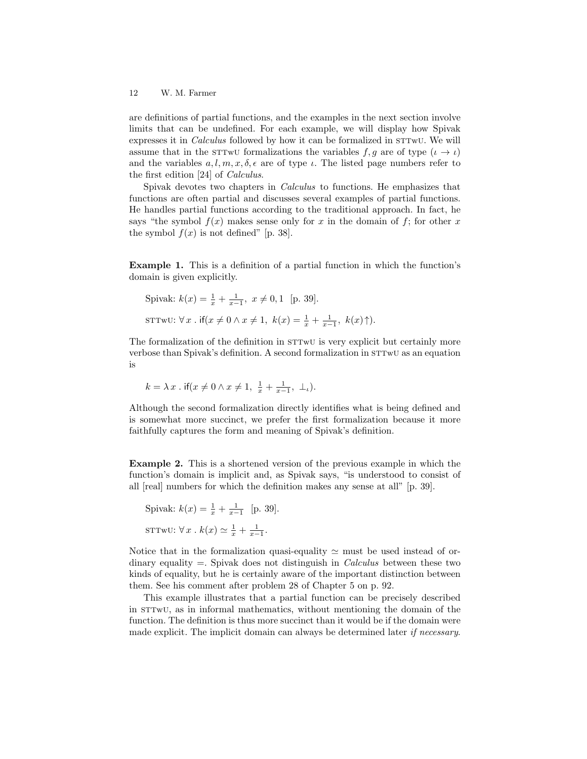are definitions of partial functions, and the examples in the next section involve limits that can be undefined. For each example, we will display how Spivak expresses it in *Calculus* followed by how it can be formalized in STTwU. We will assume that in the STTwU formalizations the variables $f, g$ are of type $(\iota \rightarrow \iota)$ and the variables $a, l, m, x, \delta, \epsilon$ are of type $\iota$. The listed page numbers refer to the first edition [24] of *Calculus*.

Spivak devotes two chapters in *Calculus* to functions. He emphasizes that functions are often partial and discusses several examples of partial functions. He handles partial functions according to the traditional approach. In fact, he says "the symbol $f(x)$ makes sense only for $x$ in the domain of $f$; for other $x$ the symbol $f(x)$ is not defined" [p. 38].

**Example 1.** This is a definition of a partial function in which the function's domain is given explicitly.

Spivak: $k(x) = \frac{1}{x} + \frac{1}{x-1},\ x \neq 0, 1$ [p. 39].

STTwU: $\forall\, x\, .\, \mathsf{if}(x \neq 0 \wedge x \neq 1,\ k(x) = \frac{1}{x} + \frac{1}{x-1},\ k(x)\!\uparrow)$.

The formalization of the definition in STTwU is very explicit but certainly more verbose than Spivak's definition. A second formalization in STTwU as an equation is

$$k = \lambda\, x\, .\, \mathsf{if}(x \neq 0 \wedge x \neq 1,\ \tfrac{1}{x} + \tfrac{1}{x-1},\ \bot_\iota).$$

Although the second formalization directly identifies what is being defined and is somewhat more succinct, we prefer the first formalization because it more faithfully captures the form and meaning of Spivak's definition.

**Example 2.** This is a shortened version of the previous example in which the function's domain is implicit and, as Spivak says, "is understood to consist of all [real] numbers for which the definition makes any sense at all" [p. 39].

Spivak: $k(x) = \frac{1}{x} + \frac{1}{x-1}$ [p. 39].

STTwU: $\forall\, x\, .\, k(x) \simeq \frac{1}{x} + \frac{1}{x-1}$.

Notice that in the formalization quasi-equality $\simeq$ must be used instead of ordinary equality $=$. Spivak does not distinguish in *Calculus* between these two kinds of equality, but he is certainly aware of the important distinction between them. See his comment after problem 28 of Chapter 5 on p. 92.

This example illustrates that a partial function can be precisely described in STTwU, as in informal mathematics, without mentioning the domain of the function. The definition is thus more succinct than it would be if the domain were made explicit. The implicit domain can always be determined later *if necessary*.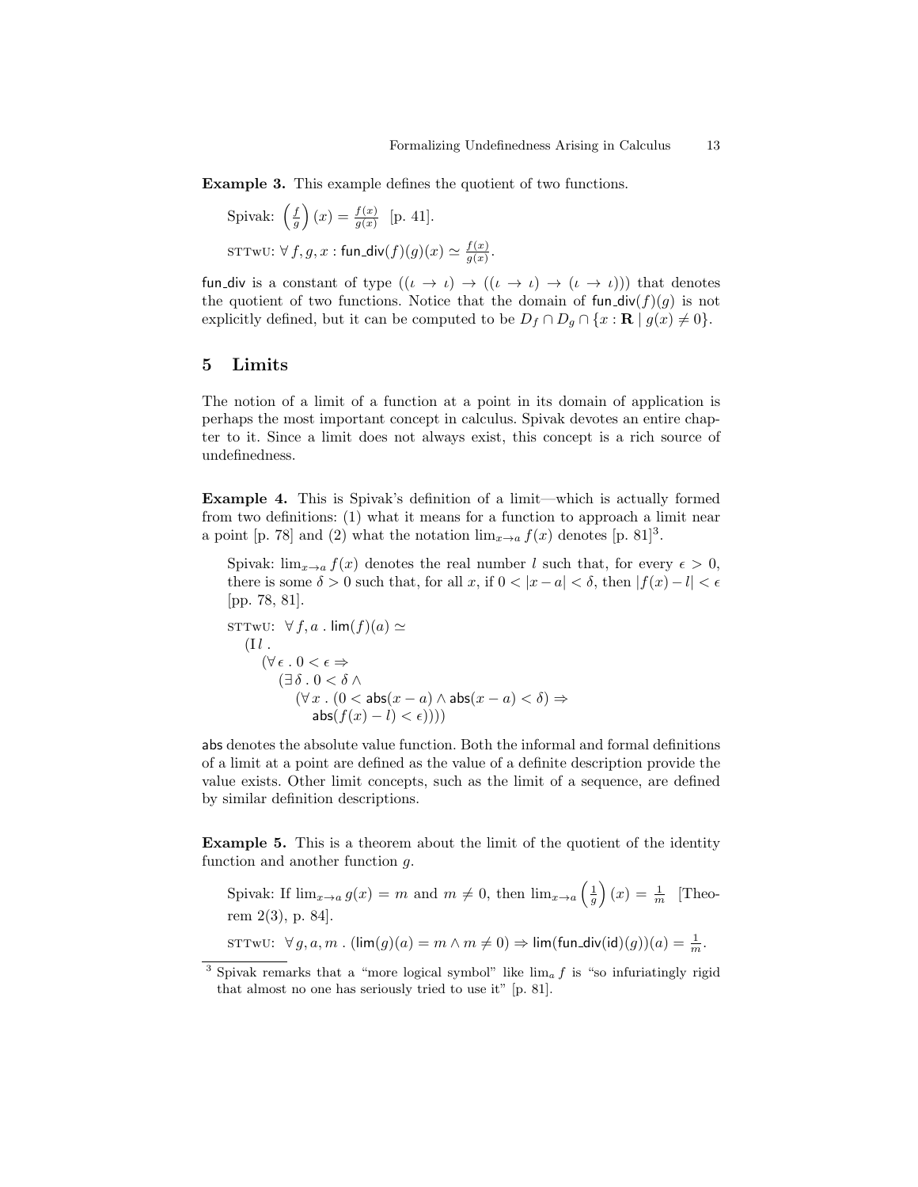**Example 3.** This example defines the quotient of two functions.

Spivak: $\left(\frac{f}{g}\right)(x) = \frac{f(x)}{g(x)}$ [p. 41].

STTwU: $\forall\, f, g, x : \mathsf{fun\_div}(f)(g)(x) \simeq \frac{f(x)}{g(x)}$.

fun_div is a constant of type $((\iota \rightarrow \iota) \rightarrow ((\iota \rightarrow \iota) \rightarrow (\iota \rightarrow \iota)))$ that denotes the quotient of two functions. Notice that the domain of $\mathsf{fun\_div}(f)(g)$ is not explicitly defined, but it can be computed to be $D_f \cap D_g \cap \{x : \mathbf{R} \mid g(x) \neq 0\}$.

## 5 Limits

The notion of a limit of a function at a point in its domain of application is perhaps the most important concept in calculus. Spivak devotes an entire chapter to it. Since a limit does not always exist, this concept is a rich source of undefinedness.

**Example 4.** This is Spivak's definition of a limit—which is actually formed from two definitions: (1) what it means for a function to approach a limit near a point [p. 78] and (2) what the notation $\lim_{x\to a} f(x)$ denotes [p. 81][3].

Spivak: $\lim_{x\to a} f(x)$ denotes the real number $l$ such that, for every $\epsilon > 0$, there is some $\delta > 0$ such that, for all $x$, if $0 < |x - a| < \delta$, then $|f(x) - l| < \epsilon$ [pp. 78, 81].

STTwU: $\forall\, f, a \,.\, \mathsf{lim}(f)(a) \simeq$
$$
\begin{array}{l}
(\mathrm{I}\, l\,. \\
\quad (\forall\, \epsilon \,.\, 0 < \epsilon \Rightarrow \\
\qquad (\exists\, \delta \,.\, 0 < \delta \wedge \\
\qquad\quad (\forall\, x \,.\, (0 < \mathsf{abs}(x - a) \wedge \mathsf{abs}(x - a) < \delta) \Rightarrow \\
\qquad\qquad \mathsf{abs}(f(x) - l) < \epsilon))))
\end{array}
$$

abs denotes the absolute value function. Both the informal and formal definitions of a limit at a point are defined as the value of a definite description provide the value exists. Other limit concepts, such as the limit of a sequence, are defined by similar definition descriptions.

**Example 5.** This is a theorem about the limit of the quotient of the identity function and another function $g$.

Spivak: If $\lim_{x\to a} g(x) = m$ and $m \neq 0$, then $\lim_{x\to a} \left(\frac{1}{g}\right)(x) = \frac{1}{m}$ [Theorem 2(3), p. 84].

STTwU: $\forall\, g, a, m \,.\, (\mathsf{lim}(g)(a) = m \wedge m \neq 0) \Rightarrow \mathsf{lim}(\mathsf{fun\_div}(\mathsf{id})(g))(a) = \frac{1}{m}$.

---

[3] Spivak remarks that a "more logical symbol" like $\lim_a f$ is "so infuriatingly rigid that almost no one has seriously tried to use it" [p. 81].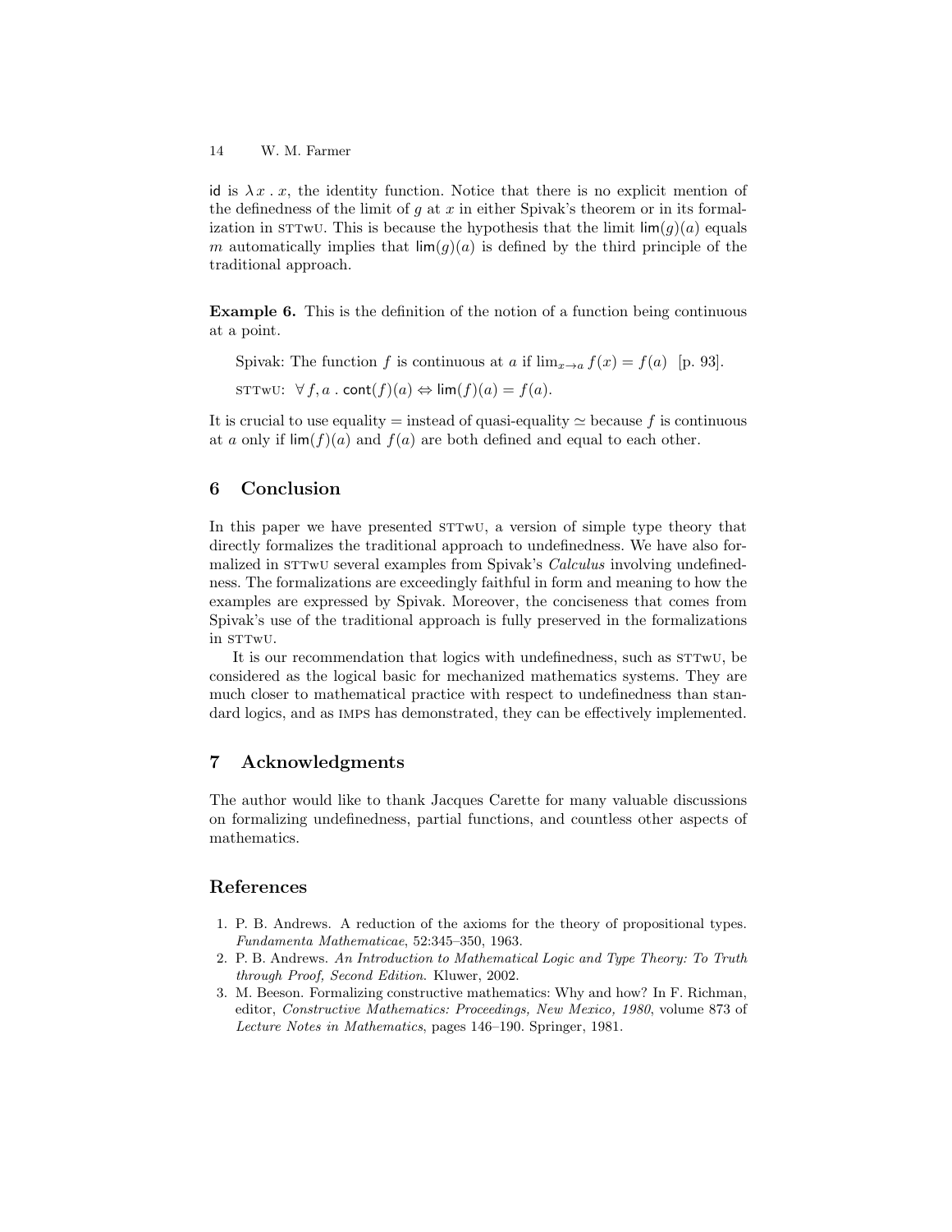id is $\lambda x \, . \, x$, the identity function. Notice that there is no explicit mention of the definedness of the limit of $g$ at $x$ in either Spivak's theorem or in its formalization in STTwU. This is because the hypothesis that the limit $\mathsf{lim}(g)(a)$ equals $m$ automatically implies that $\mathsf{lim}(g)(a)$ is defined by the third principle of the traditional approach.

**Example 6.** This is the definition of the notion of a function being continuous at a point.

> Spivak: The function $f$ is continuous at $a$ if $\lim_{x \to a} f(x) = f(a)$ [p. 93].
>
> STTwU: $\forall \, f, a \, . \, \mathsf{cont}(f)(a) \Leftrightarrow \mathsf{lim}(f)(a) = f(a)$.

It is crucial to use equality $=$ instead of quasi-equality $\simeq$ because $f$ is continuous at $a$ only if $\mathsf{lim}(f)(a)$ and $f(a)$ are both defined and equal to each other.

## 6 Conclusion

In this paper we have presented STTwU, a version of simple type theory that directly formalizes the traditional approach to undefinedness. We have also formalized in STTwU several examples from Spivak's *Calculus* involving undefinedness. The formalizations are exceedingly faithful in form and meaning to how the examples are expressed by Spivak. Moreover, the conciseness that comes from Spivak's use of the traditional approach is fully preserved in the formalizations in STTwU.

It is our recommendation that logics with undefinedness, such as STTwU, be considered as the logical basic for mechanized mathematics systems. They are much closer to mathematical practice with respect to undefinedness than standard logics, and as IMPS has demonstrated, they can be effectively implemented.

## 7 Acknowledgments

The author would like to thank Jacques Carette for many valuable discussions on formalizing undefinedness, partial functions, and countless other aspects of mathematics.

## References

1. P. B. Andrews. A reduction of the axioms for the theory of propositional types. *Fundamenta Mathematicae*, 52:345–350, 1963.
2. P. B. Andrews. *An Introduction to Mathematical Logic and Type Theory: To Truth through Proof, Second Edition*. Kluwer, 2002.
3. M. Beeson. Formalizing constructive mathematics: Why and how? In F. Richman, editor, *Constructive Mathematics: Proceedings, New Mexico, 1980*, volume 873 of *Lecture Notes in Mathematics*, pages 146–190. Springer, 1981.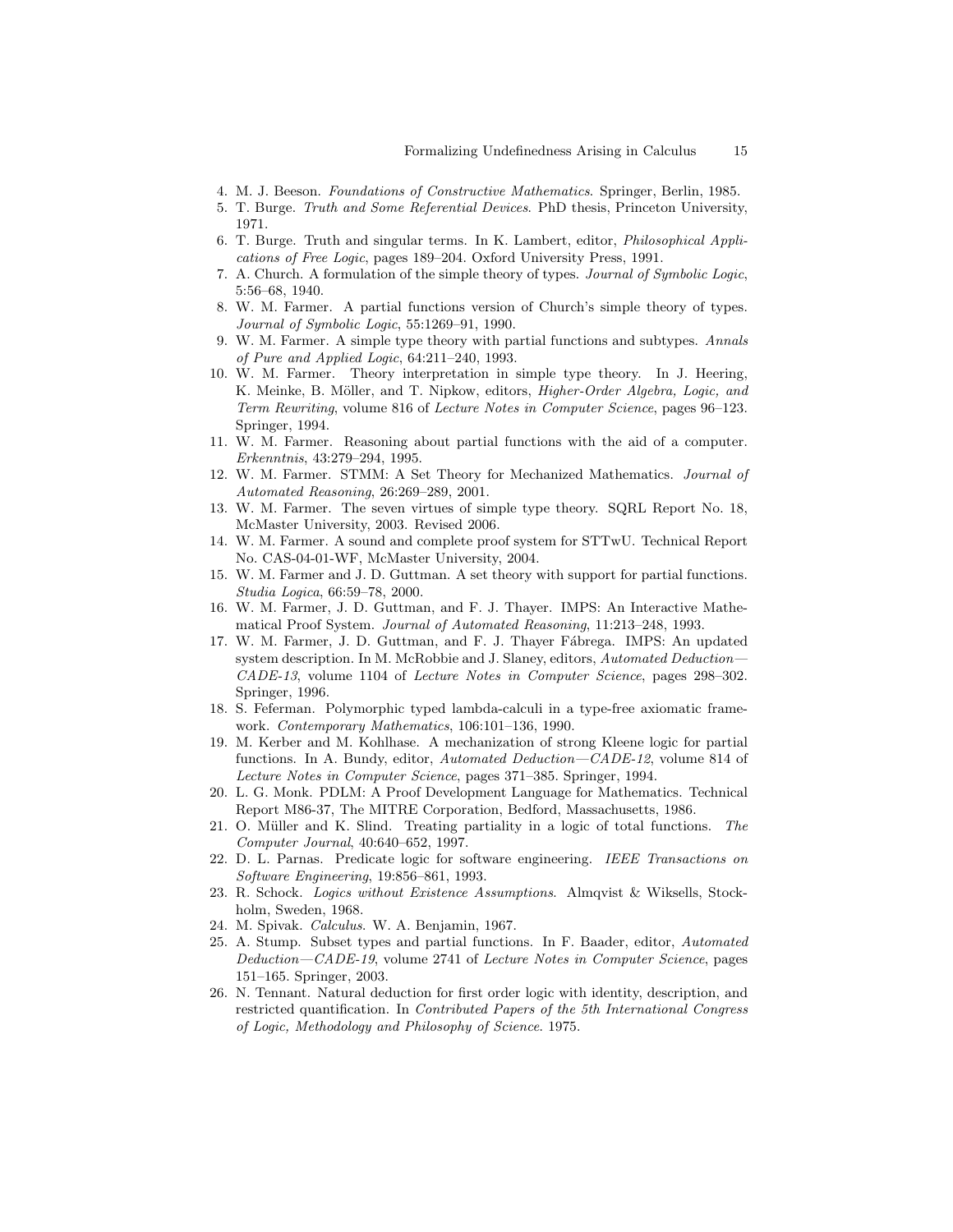4. M. J. Beeson. *Foundations of Constructive Mathematics*. Springer, Berlin, 1985.
5. T. Burge. *Truth and Some Referential Devices*. PhD thesis, Princeton University, 1971.
6. T. Burge. Truth and singular terms. In K. Lambert, editor, *Philosophical Applications of Free Logic*, pages 189–204. Oxford University Press, 1991.
7. A. Church. A formulation of the simple theory of types. *Journal of Symbolic Logic*, 5:56–68, 1940.
8. W. M. Farmer. A partial functions version of Church's simple theory of types. *Journal of Symbolic Logic*, 55:1269–91, 1990.
9. W. M. Farmer. A simple type theory with partial functions and subtypes. *Annals of Pure and Applied Logic*, 64:211–240, 1993.
10. W. M. Farmer. Theory interpretation in simple type theory. In J. Heering, K. Meinke, B. Möller, and T. Nipkow, editors, *Higher-Order Algebra, Logic, and Term Rewriting*, volume 816 of *Lecture Notes in Computer Science*, pages 96–123. Springer, 1994.
11. W. M. Farmer. Reasoning about partial functions with the aid of a computer. *Erkenntnis*, 43:279–294, 1995.
12. W. M. Farmer. STMM: A Set Theory for Mechanized Mathematics. *Journal of Automated Reasoning*, 26:269–289, 2001.
13. W. M. Farmer. The seven virtues of simple type theory. SQRL Report No. 18, McMaster University, 2003. Revised 2006.
14. W. M. Farmer. A sound and complete proof system for STTwU. Technical Report No. CAS-04-01-WF, McMaster University, 2004.
15. W. M. Farmer and J. D. Guttman. A set theory with support for partial functions. *Studia Logica*, 66:59–78, 2000.
16. W. M. Farmer, J. D. Guttman, and F. J. Thayer. IMPS: An Interactive Mathematical Proof System. *Journal of Automated Reasoning*, 11:213–248, 1993.
17. W. M. Farmer, J. D. Guttman, and F. J. Thayer Fábrega. IMPS: An updated system description. In M. McRobbie and J. Slaney, editors, *Automated Deduction—CADE-13*, volume 1104 of *Lecture Notes in Computer Science*, pages 298–302. Springer, 1996.
18. S. Feferman. Polymorphic typed lambda-calculi in a type-free axiomatic framework. *Contemporary Mathematics*, 106:101–136, 1990.
19. M. Kerber and M. Kohlhase. A mechanization of strong Kleene logic for partial functions. In A. Bundy, editor, *Automated Deduction—CADE-12*, volume 814 of *Lecture Notes in Computer Science*, pages 371–385. Springer, 1994.
20. L. G. Monk. PDLM: A Proof Development Language for Mathematics. Technical Report M86-37, The MITRE Corporation, Bedford, Massachusetts, 1986.
21. O. Müller and K. Slind. Treating partiality in a logic of total functions. *The Computer Journal*, 40:640–652, 1997.
22. D. L. Parnas. Predicate logic for software engineering. *IEEE Transactions on Software Engineering*, 19:856–861, 1993.
23. R. Schock. *Logics without Existence Assumptions*. Almqvist & Wiksells, Stockholm, Sweden, 1968.
24. M. Spivak. *Calculus*. W. A. Benjamin, 1967.
25. A. Stump. Subset types and partial functions. In F. Baader, editor, *Automated Deduction—CADE-19*, volume 2741 of *Lecture Notes in Computer Science*, pages 151–165. Springer, 2003.
26. N. Tennant. Natural deduction for first order logic with identity, description, and restricted quantification. In *Contributed Papers of the 5th International Congress of Logic, Methodology and Philosophy of Science*. 1975.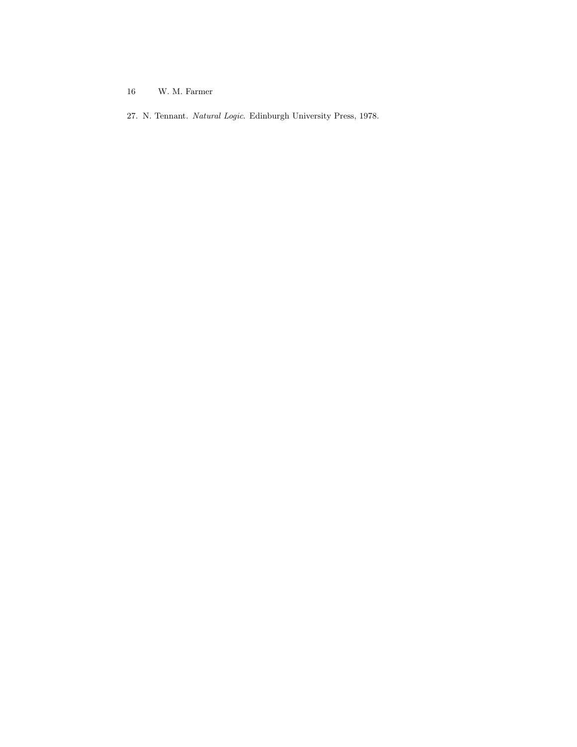27. N. Tennant. *Natural Logic*. Edinburgh University Press, 1978.